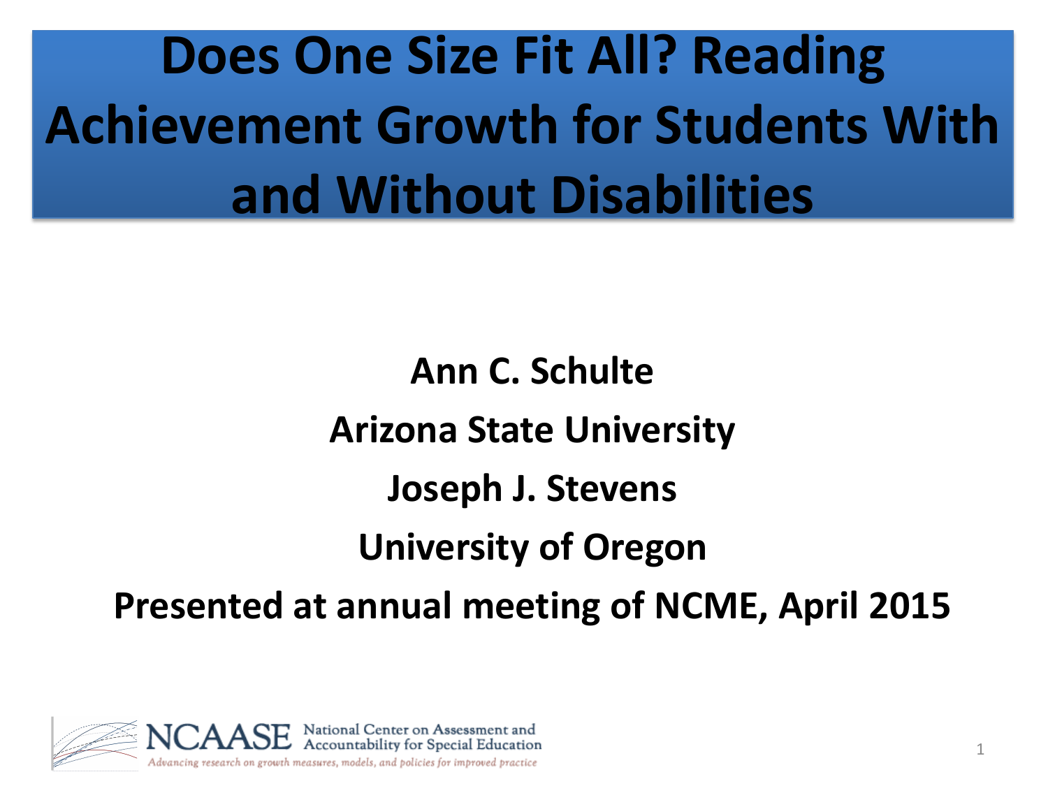# Does One Size Fit All? Reading Achievement Growth for Students With and Without Disabilities

**Ann C. Schulte**

**Arizona State University**

**Joseph J. Stevens**

**University of Oregon**

**Presented at annual meeting of NCME, April 2015**

NCAASE National Center on Assessment and Accountability for Special Education

*Advancing research on growth measures, models, and policies for improved practice*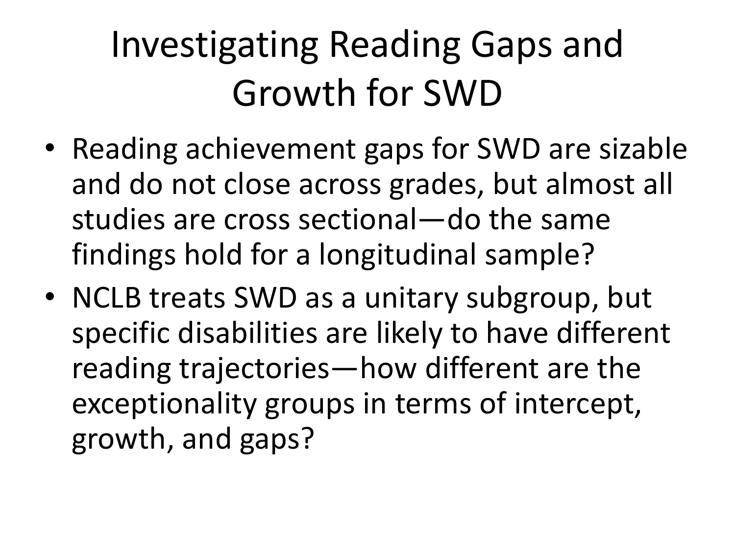# Investigating Reading Gaps and Growth for SWD

- Reading achievement gaps for SWD are sizable and do not close across grades, but almost all studies are cross sectional—do the same findings hold for a longitudinal sample?
- NCLB treats SWD as a unitary subgroup, but specific disabilities are likely to have different reading trajectories—how different are the exceptionality groups in terms of intercept, growth, and gaps?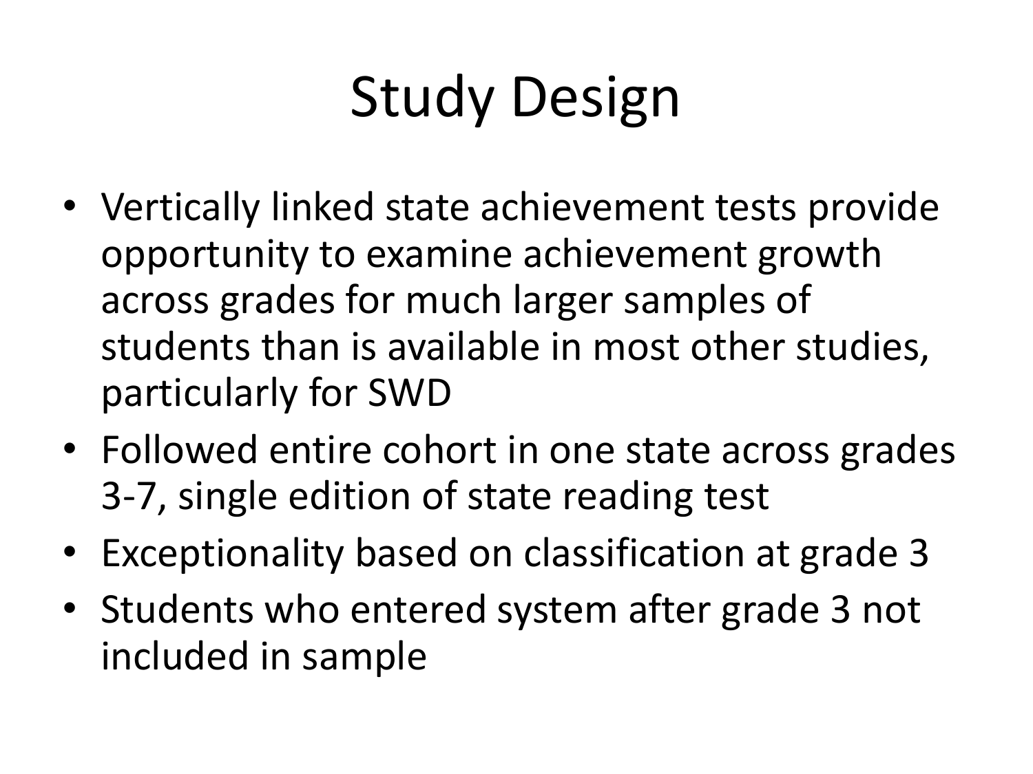# Study Design

- Vertically linked state achievement tests provide opportunity to examine achievement growth across grades for much larger samples of students than is available in most other studies, particularly for SWD
- Followed entire cohort in one state across grades 3-7, single edition of state reading test
- Exceptionality based on classification at grade 3
- Students who entered system after grade 3 not included in sample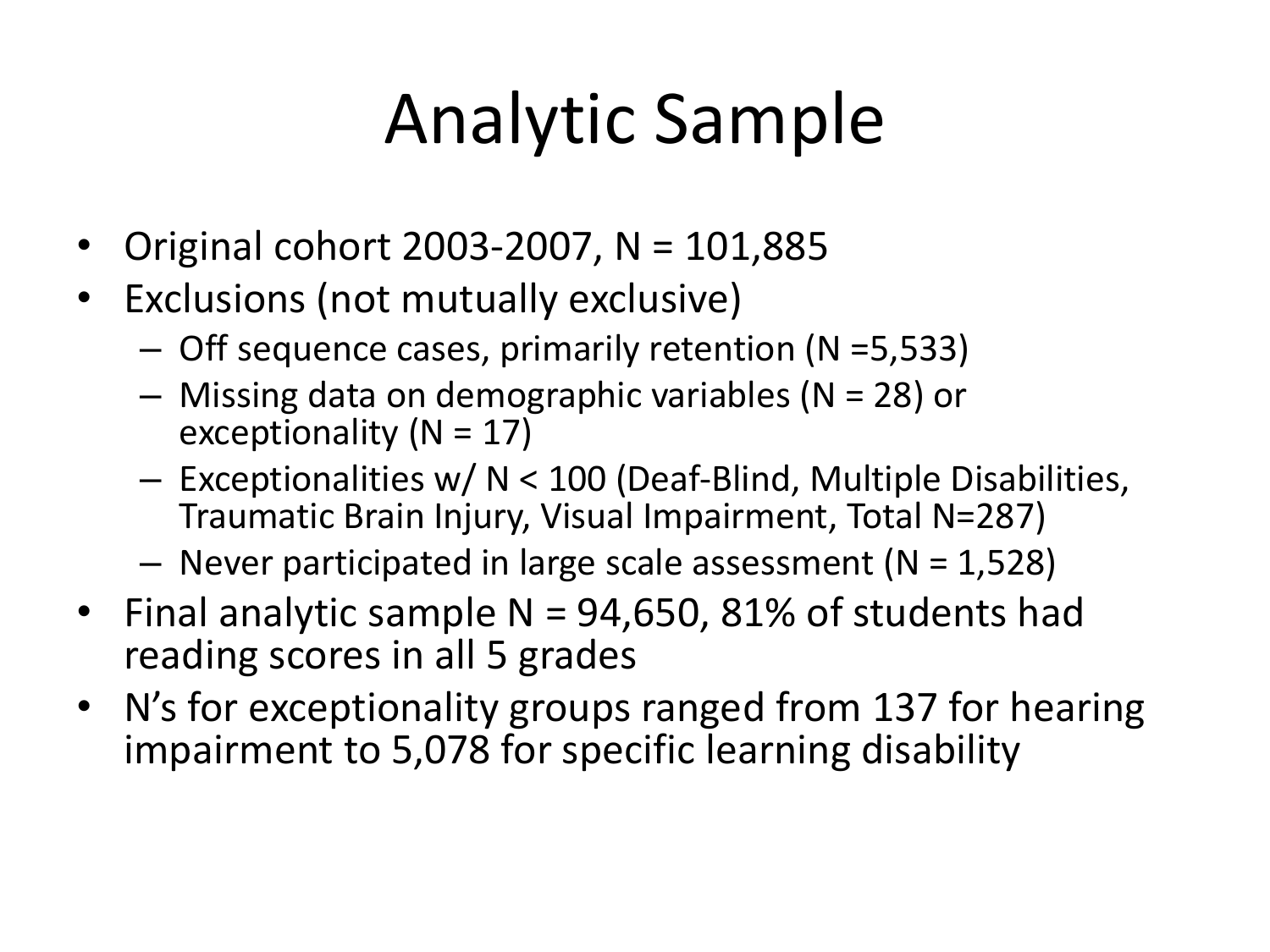# Analytic Sample

- Original cohort 2003-2007, N = 101,885
- Exclusions (not mutually exclusive)
  - Off sequence cases, primarily retention (N =5,533)
  - Missing data on demographic variables (N = 28) or exceptionality (N = 17)
  - Exceptionalities w/ N < 100 (Deaf-Blind, Multiple Disabilities, Traumatic Brain Injury, Visual Impairment, Total N=287)
  - Never participated in large scale assessment (N = 1,528)
- Final analytic sample N = 94,650, 81% of students had reading scores in all 5 grades
- N's for exceptionality groups ranged from 137 for hearing impairment to 5,078 for specific learning disability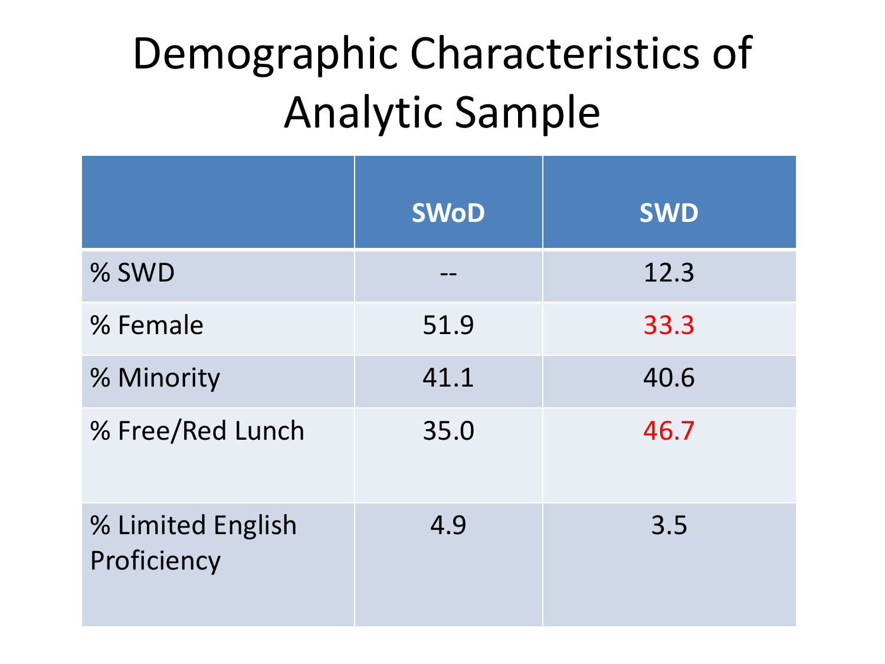# Demographic Characteristics of Analytic Sample

| | SWoD | SWD |
|---|---|---|
| % SWD | -- | 12.3 |
| % Female | 51.9 | 33.3 |
| % Minority | 41.1 | 40.6 |
| % Free/Red Lunch | 35.0 | 46.7 |
| % Limited English Proficiency | 4.9 | 3.5 |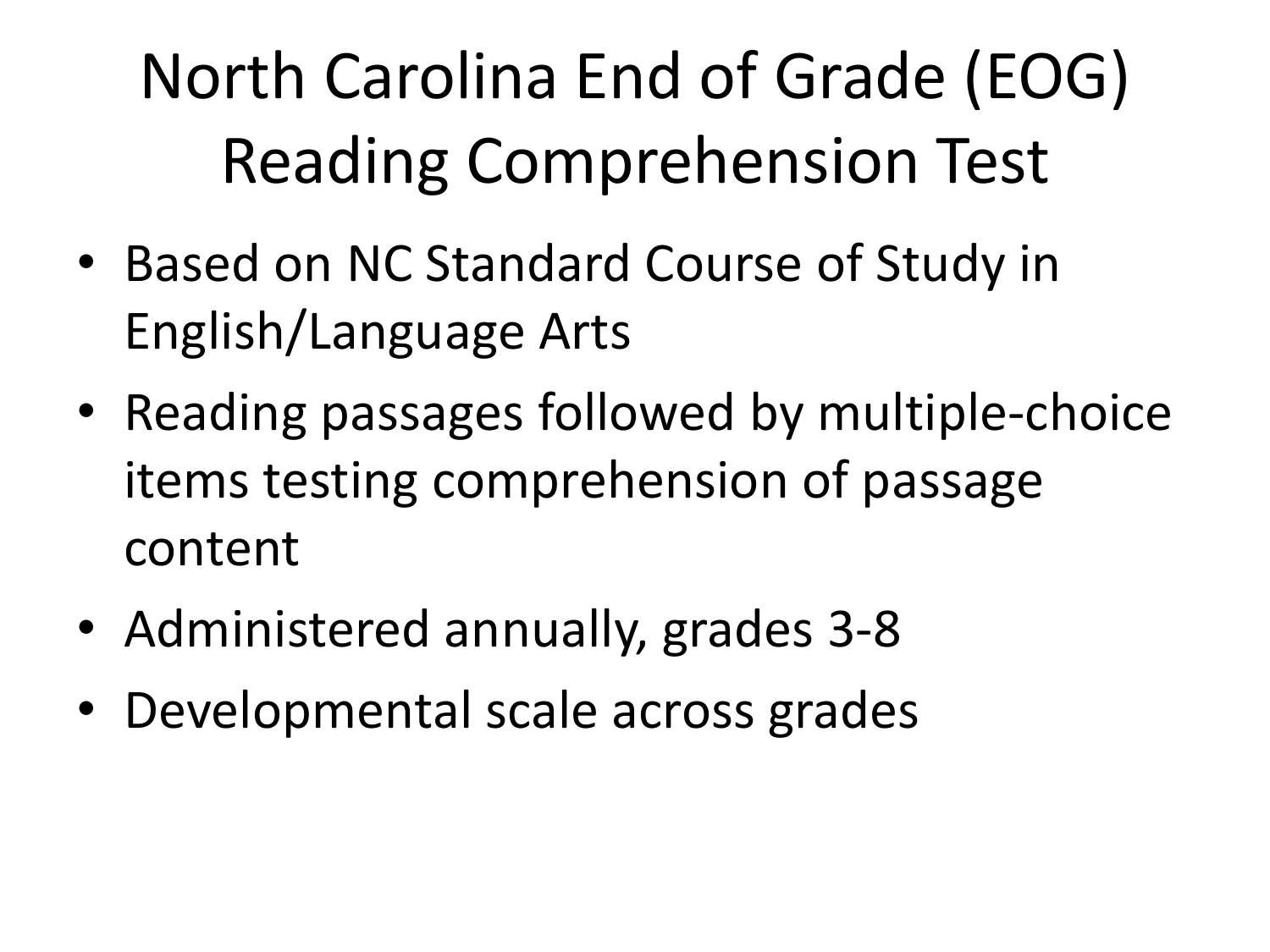# North Carolina End of Grade (EOG) Reading Comprehension Test

- Based on NC Standard Course of Study in English/Language Arts
- Reading passages followed by multiple-choice items testing comprehension of passage content
- Administered annually, grades 3-8
- Developmental scale across grades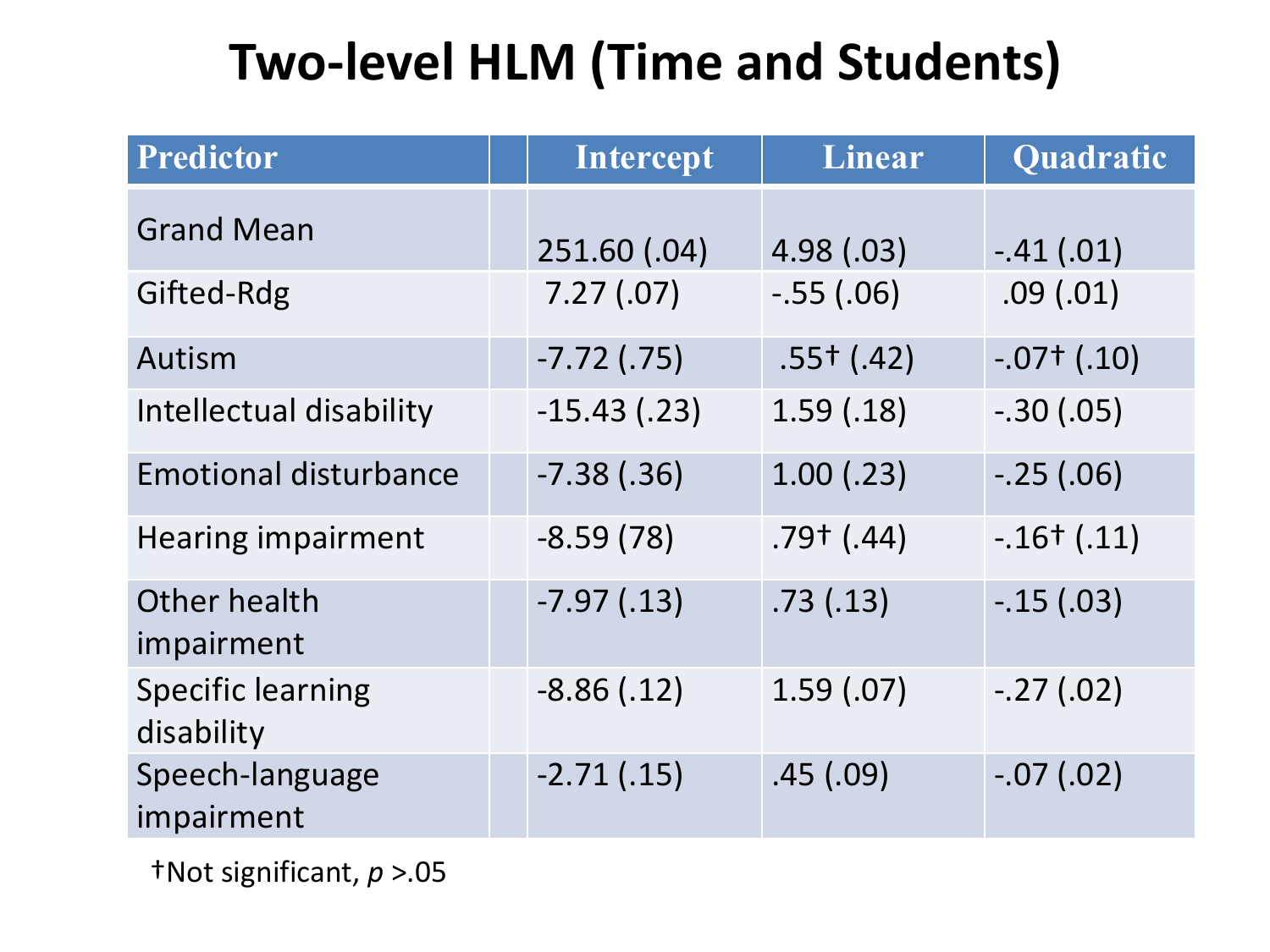# Two-level HLM (Time and Students)

| Predictor | | Intercept | Linear | Quadratic |
|---|---|---|---|---|
| Grand Mean | | 251.60 (.04) | 4.98 (.03) | -.41 (.01) |
| Gifted-Rdg | | 7.27 (.07) | -.55 (.06) | .09 (.01) |
| Autism | | -7.72 (.75) | .55† (.42) | -.07† (.10) |
| Intellectual disability | | -15.43 (.23) | 1.59 (.18) | -.30 (.05) |
| Emotional disturbance | | -7.38 (.36) | 1.00 (.23) | -.25 (.06) |
| Hearing impairment | | -8.59 (78) | .79† (.44) | -.16† (.11) |
| Other health impairment | | -7.97 (.13) | .73 (.13) | -.15 (.03) |
| Specific learning disability | | -8.86 (.12) | 1.59 (.07) | -.27 (.02) |
| Speech-language impairment | | -2.71 (.15) | .45 (.09) | -.07 (.02) |

†Not significant, $p > .05$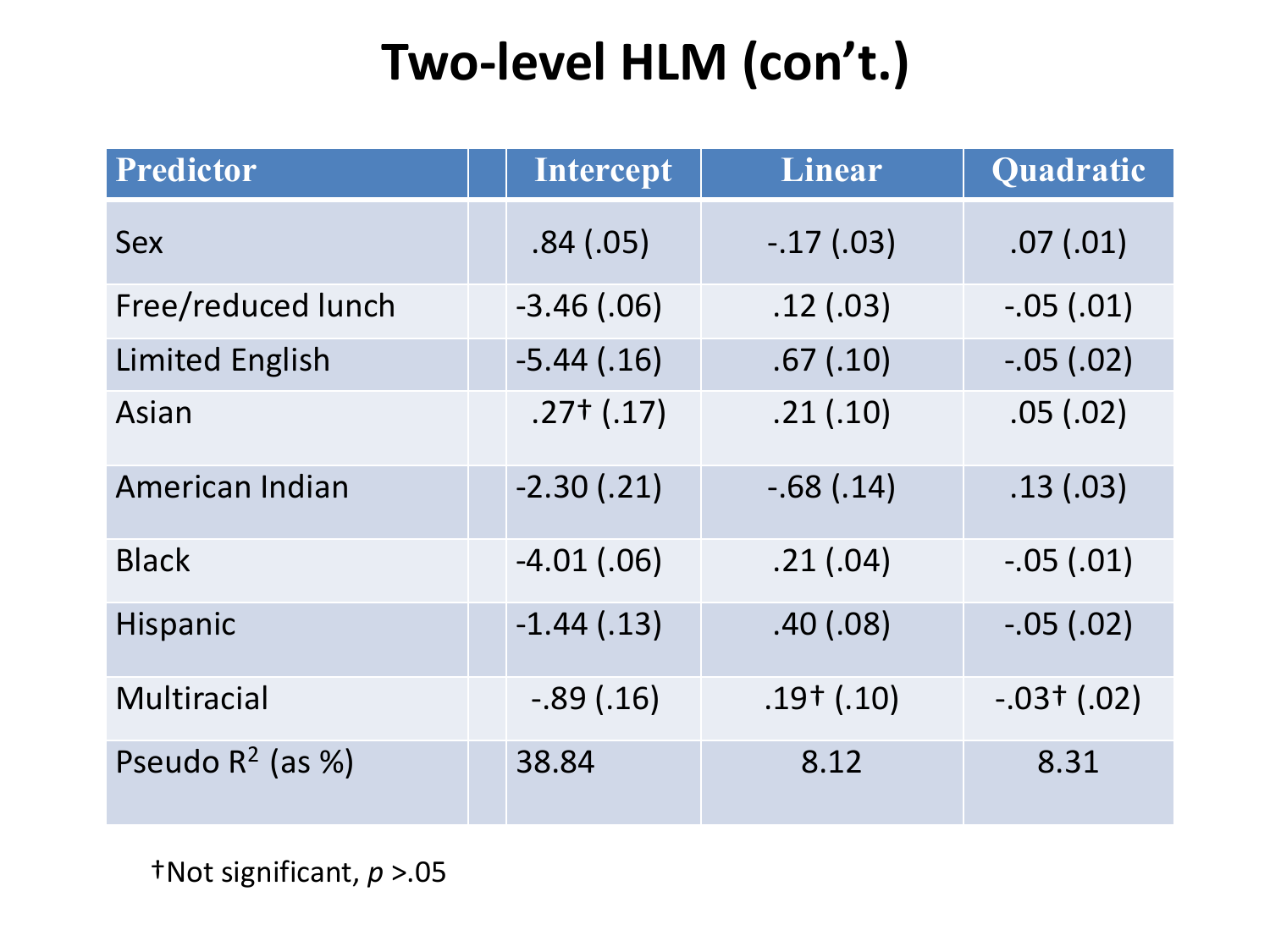# Two-level HLM (con't.)

| Predictor | | Intercept | Linear | Quadratic |
|---|---|---|---|---|
| Sex | | .84 (.05) | -.17 (.03) | .07 (.01) |
| Free/reduced lunch | | -3.46 (.06) | .12 (.03) | -.05 (.01) |
| Limited English | | -5.44 (.16) | .67 (.10) | -.05 (.02) |
| Asian | | .27† (.17) | .21 (.10) | .05 (.02) |
| American Indian | | -2.30 (.21) | -.68 (.14) | .13 (.03) |
| Black | | -4.01 (.06) | .21 (.04) | -.05 (.01) |
| Hispanic | | -1.44 (.13) | .40 (.08) | -.05 (.02) |
| Multiracial | | -.89 (.16) | .19† (.10) | -.03† (.02) |
| Pseudo $R^2$ (as %) | | 38.84 | 8.12 | 8.31 |

†Not significant, $p > .05$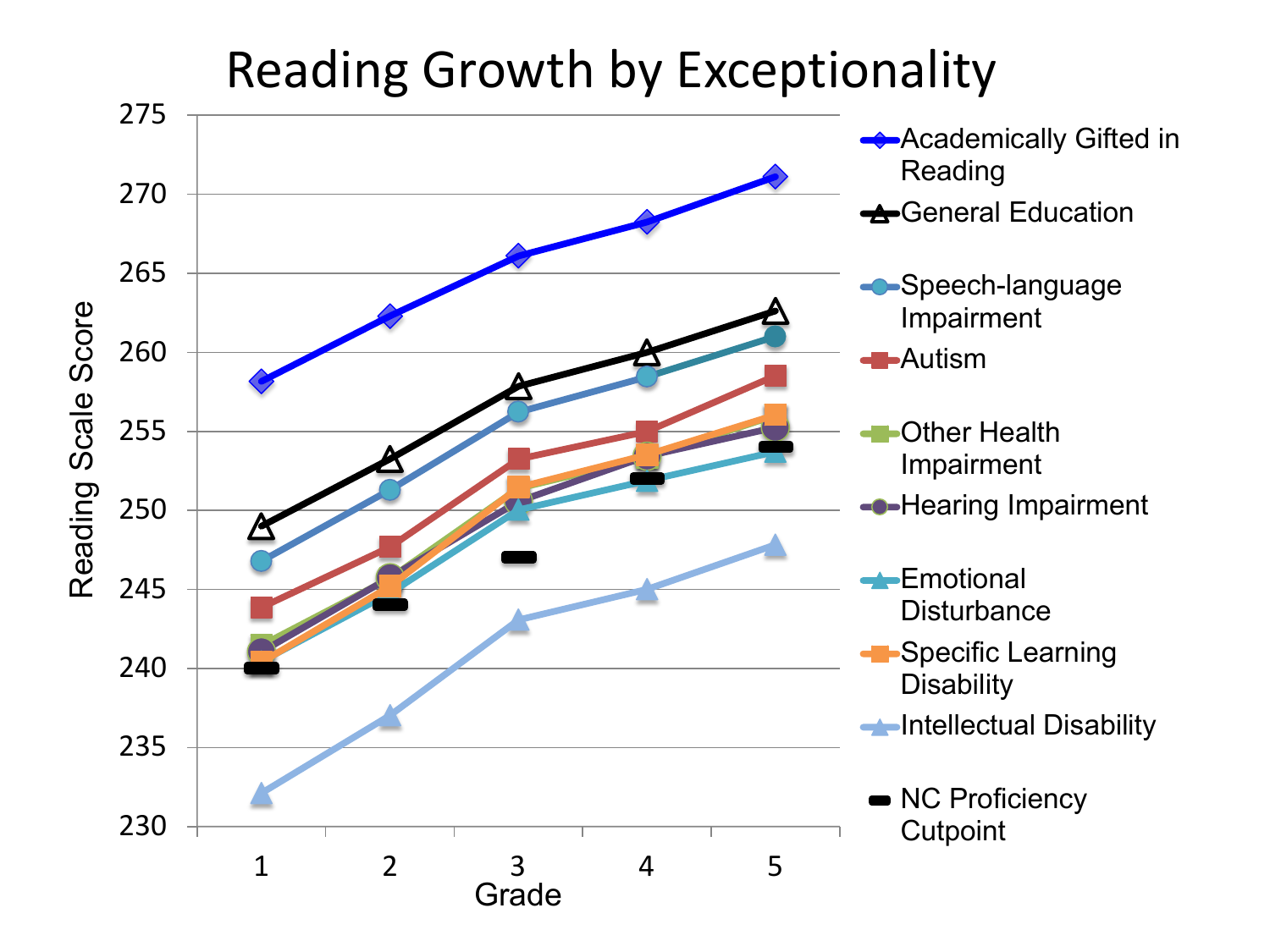# Reading Growth by Exceptionality

Reading Scale Score

275
270
265
260
255
250
245
240
235
230

Grade

1 2 3 4 5

- Academically Gifted in Reading
- General Education
- Speech-language Impairment
- Autism
- Other Health Impairment
- Hearing Impairment
- Emotional Disturbance
- Specific Learning Disability
- Intellectual Disability
- NC Proficiency Cutpoint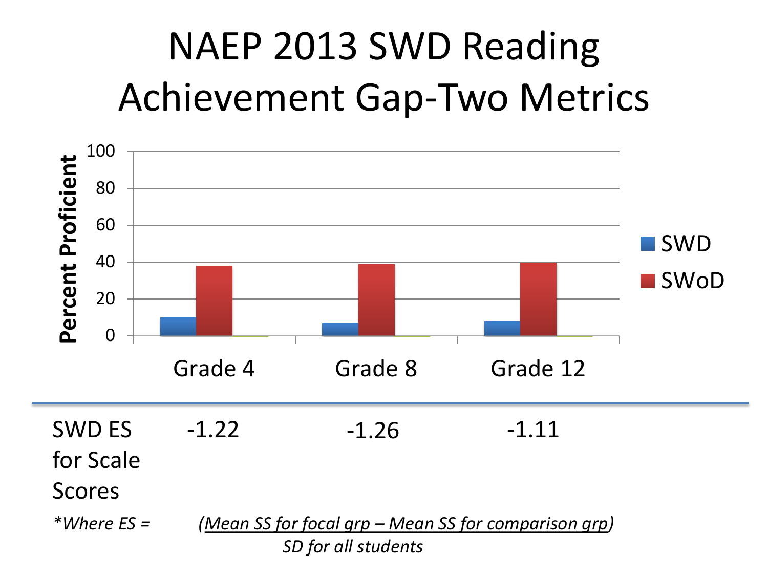# NAEP 2013 SWD Reading Achievement Gap-Two Metrics

| | Grade 4 | Grade 8 | Grade 12 |
|---|---|---|---|
| SWD ES for Scale Scores | -1.22 | -1.26 | -1.11 |

*Where ES = $\frac{\text{Mean SS for focal grp} - \text{Mean SS for comparison grp}}{\text{SD for all students}}$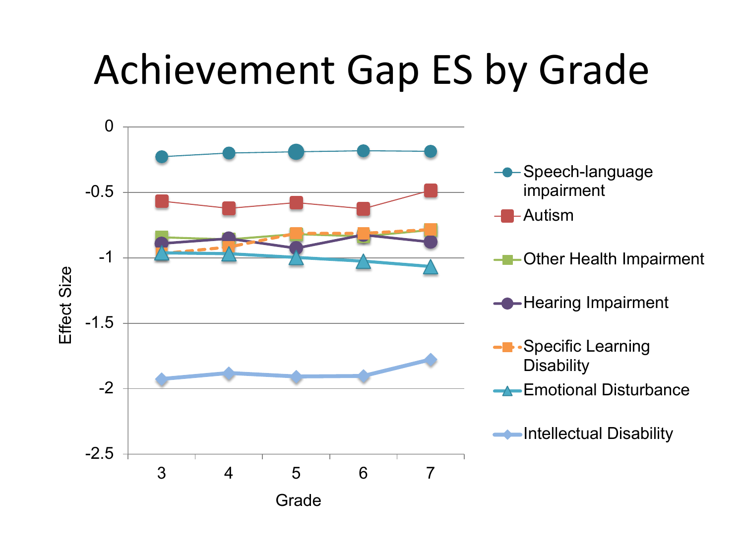# Achievement Gap ES by Grade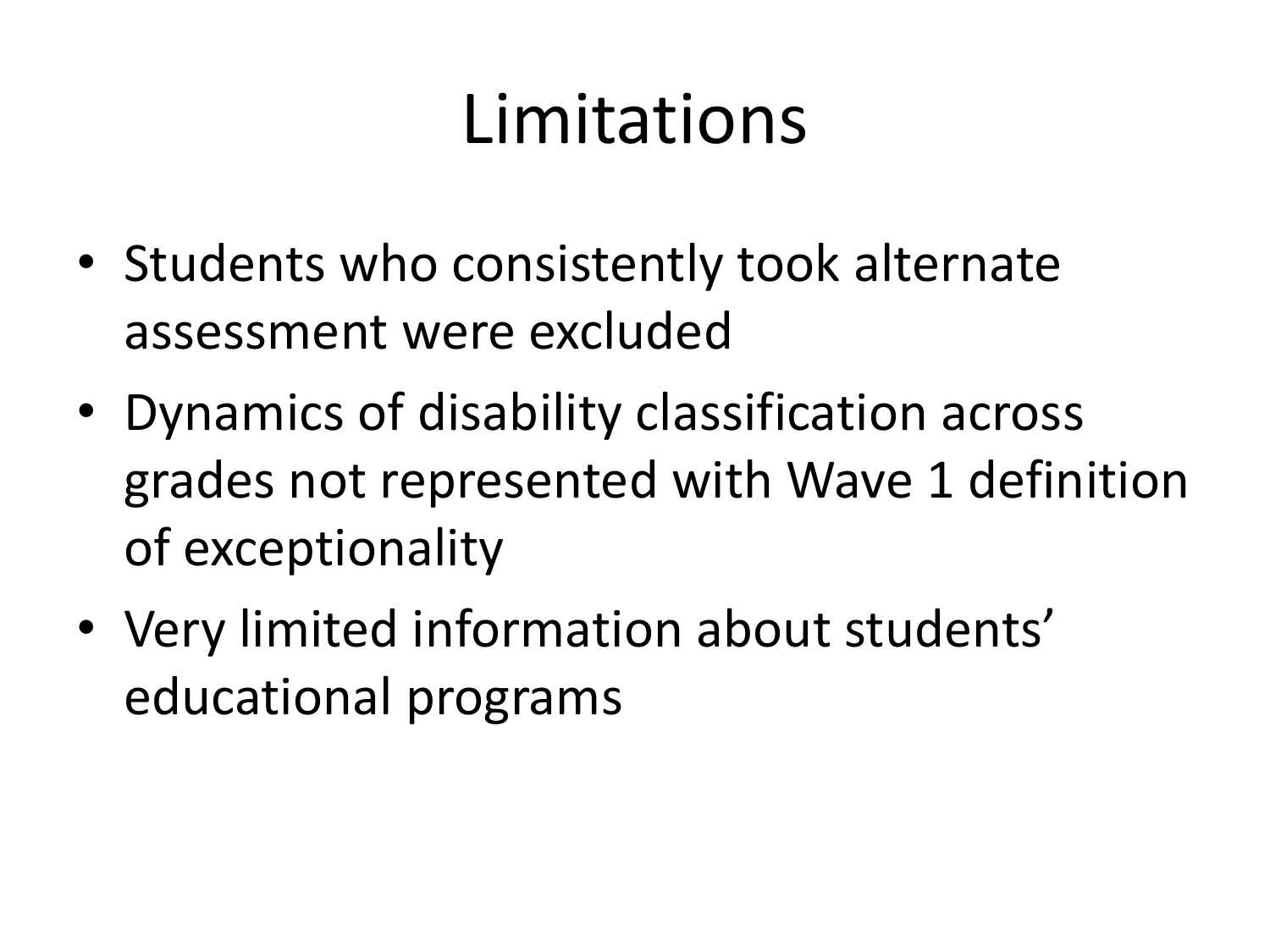# Limitations

- Students who consistently took alternate assessment were excluded
- Dynamics of disability classification across grades not represented with Wave 1 definition of exceptionality
- Very limited information about students' educational programs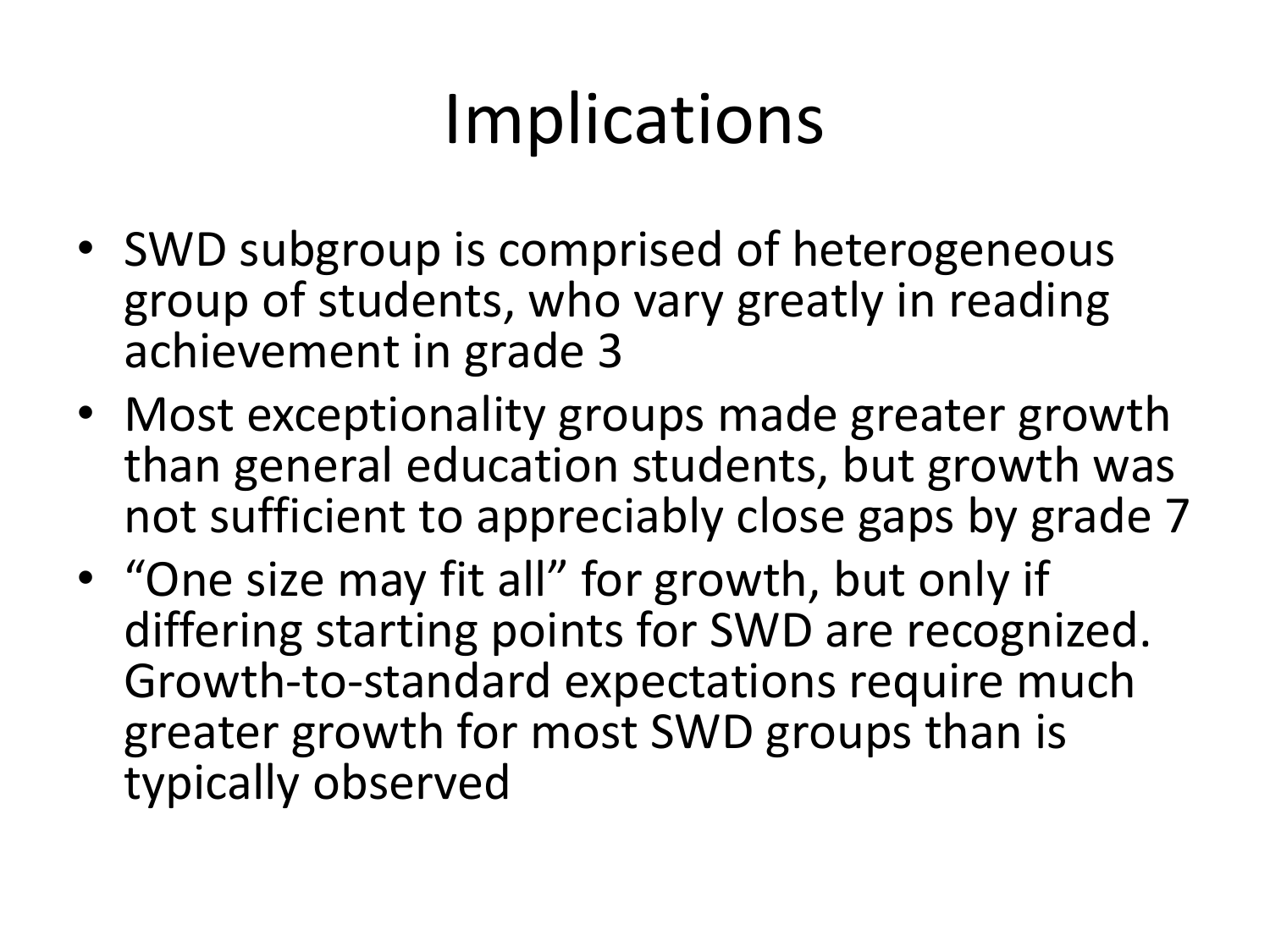# Implications

- SWD subgroup is comprised of heterogeneous group of students, who vary greatly in reading achievement in grade 3
- Most exceptionality groups made greater growth than general education students, but growth was not sufficient to appreciably close gaps by grade 7
- “One size may fit all” for growth, but only if differing starting points for SWD are recognized. Growth-to-standard expectations require much greater growth for most SWD groups than is typically observed